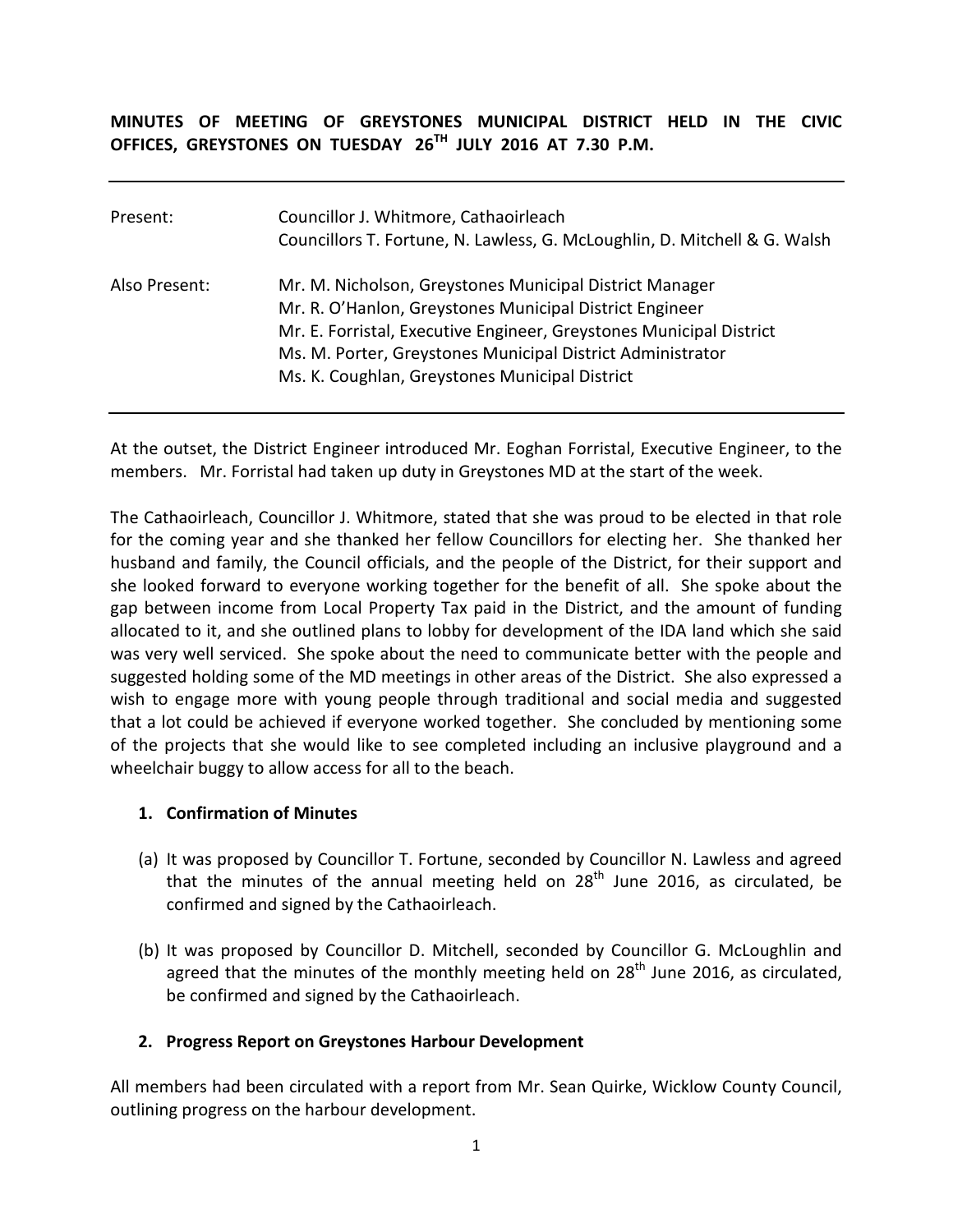**MINUTES OF MEETING OF GREYSTONES MUNICIPAL DISTRICT HELD IN THE CIVIC OFFICES, GREYSTONES ON TUESDAY 26TH JULY 2016 AT 7.30 P.M.**

---

| | |
|---|---|
| Present: | Councillor J. Whitmore, Cathaoirleach<br>Councillors T. Fortune, N. Lawless, G. McLoughlin, D. Mitchell & G. Walsh |
| Also Present: | Mr. M. Nicholson, Greystones Municipal District Manager<br>Mr. R. O'Hanlon, Greystones Municipal District Engineer<br>Mr. E. Forristal, Executive Engineer, Greystones Municipal District<br>Ms. M. Porter, Greystones Municipal District Administrator<br>Ms. K. Coughlan, Greystones Municipal District |

---

At the outset, the District Engineer introduced Mr. Eoghan Forristal, Executive Engineer, to the members. Mr. Forristal had taken up duty in Greystones MD at the start of the week.

The Cathaoirleach, Councillor J. Whitmore, stated that she was proud to be elected in that role for the coming year and she thanked her fellow Councillors for electing her. She thanked her husband and family, the Council officials, and the people of the District, for their support and she looked forward to everyone working together for the benefit of all. She spoke about the gap between income from Local Property Tax paid in the District, and the amount of funding allocated to it, and she outlined plans to lobby for development of the IDA land which she said was very well serviced. She spoke about the need to communicate better with the people and suggested holding some of the MD meetings in other areas of the District. She also expressed a wish to engage more with young people through traditional and social media and suggested that a lot could be achieved if everyone worked together. She concluded by mentioning some of the projects that she would like to see completed including an inclusive playground and a wheelchair buggy to allow access for all to the beach.

### 1. Confirmation of Minutes

(a) It was proposed by Councillor T. Fortune, seconded by Councillor N. Lawless and agreed that the minutes of the annual meeting held on 28th June 2016, as circulated, be confirmed and signed by the Cathaoirleach.

(b) It was proposed by Councillor D. Mitchell, seconded by Councillor G. McLoughlin and agreed that the minutes of the monthly meeting held on 28th June 2016, as circulated, be confirmed and signed by the Cathaoirleach.

### 2. Progress Report on Greystones Harbour Development

All members had been circulated with a report from Mr. Sean Quirke, Wicklow County Council, outlining progress on the harbour development.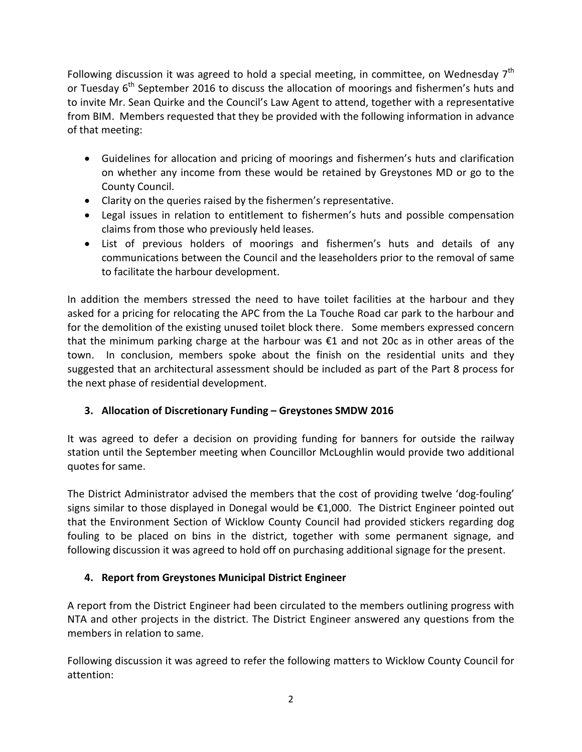Following discussion it was agreed to hold a special meeting, in committee, on Wednesday 7th or Tuesday 6th September 2016 to discuss the allocation of moorings and fishermen's huts and to invite Mr. Sean Quirke and the Council's Law Agent to attend, together with a representative from BIM. Members requested that they be provided with the following information in advance of that meeting:

- Guidelines for allocation and pricing of moorings and fishermen's huts and clarification on whether any income from these would be retained by Greystones MD or go to the County Council.
- Clarity on the queries raised by the fishermen's representative.
- Legal issues in relation to entitlement to fishermen's huts and possible compensation claims from those who previously held leases.
- List of previous holders of moorings and fishermen's huts and details of any communications between the Council and the leaseholders prior to the removal of same to facilitate the harbour development.

In addition the members stressed the need to have toilet facilities at the harbour and they asked for a pricing for relocating the APC from the La Touche Road car park to the harbour and for the demolition of the existing unused toilet block there. Some members expressed concern that the minimum parking charge at the harbour was €1 and not 20c as in other areas of the town. In conclusion, members spoke about the finish on the residential units and they suggested that an architectural assessment should be included as part of the Part 8 process for the next phase of residential development.

**3. Allocation of Discretionary Funding – Greystones SMDW 2016**

It was agreed to defer a decision on providing funding for banners for outside the railway station until the September meeting when Councillor McLoughlin would provide two additional quotes for same.

The District Administrator advised the members that the cost of providing twelve 'dog-fouling' signs similar to those displayed in Donegal would be €1,000. The District Engineer pointed out that the Environment Section of Wicklow County Council had provided stickers regarding dog fouling to be placed on bins in the district, together with some permanent signage, and following discussion it was agreed to hold off on purchasing additional signage for the present.

**4. Report from Greystones Municipal District Engineer**

A report from the District Engineer had been circulated to the members outlining progress with NTA and other projects in the district. The District Engineer answered any questions from the members in relation to same.

Following discussion it was agreed to refer the following matters to Wicklow County Council for attention: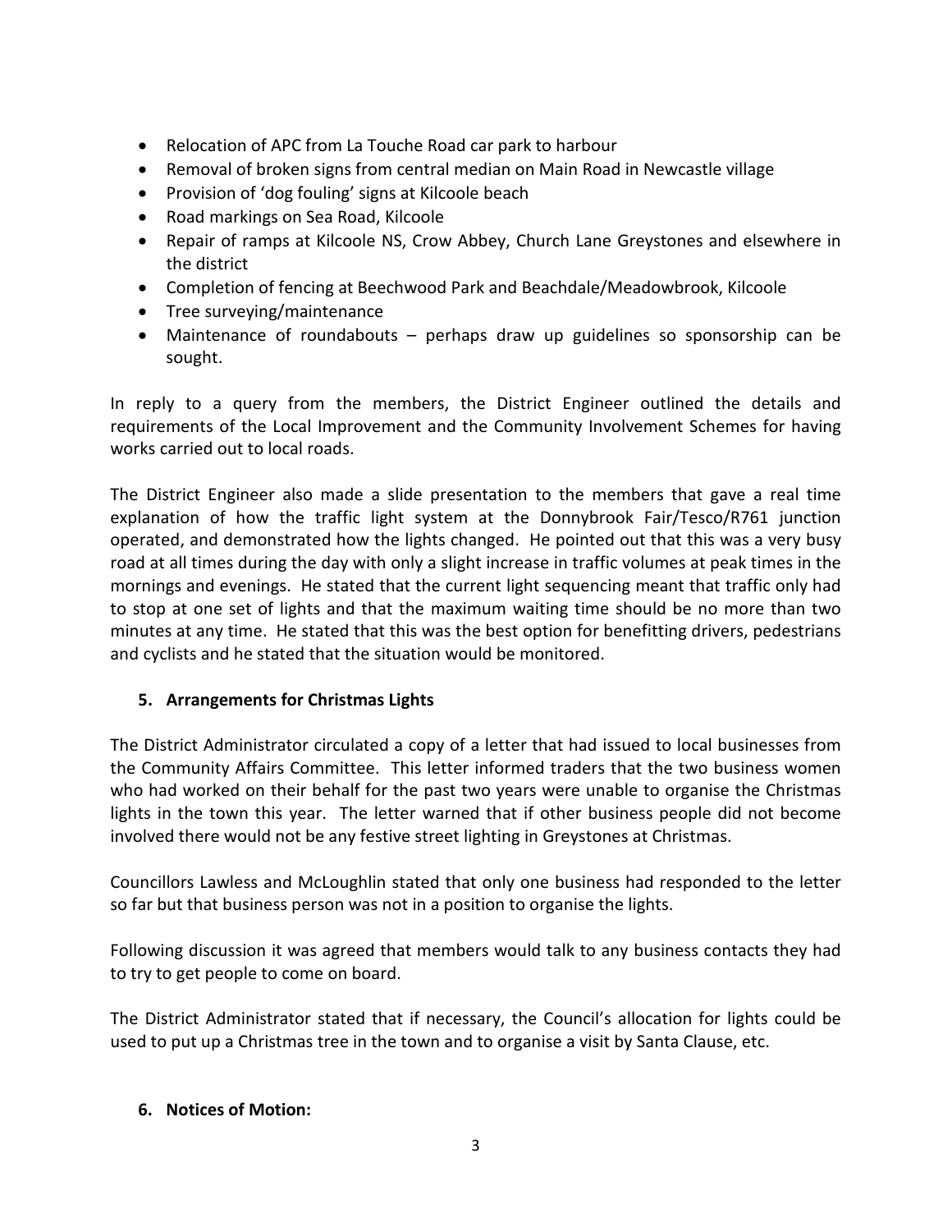- Relocation of APC from La Touche Road car park to harbour
- Removal of broken signs from central median on Main Road in Newcastle village
- Provision of 'dog fouling' signs at Kilcoole beach
- Road markings on Sea Road, Kilcoole
- Repair of ramps at Kilcoole NS, Crow Abbey, Church Lane Greystones and elsewhere in the district
- Completion of fencing at Beechwood Park and Beachdale/Meadowbrook, Kilcoole
- Tree surveying/maintenance
- Maintenance of roundabouts – perhaps draw up guidelines so sponsorship can be sought.

In reply to a query from the members, the District Engineer outlined the details and requirements of the Local Improvement and the Community Involvement Schemes for having works carried out to local roads.

The District Engineer also made a slide presentation to the members that gave a real time explanation of how the traffic light system at the Donnybrook Fair/Tesco/R761 junction operated, and demonstrated how the lights changed. He pointed out that this was a very busy road at all times during the day with only a slight increase in traffic volumes at peak times in the mornings and evenings. He stated that the current light sequencing meant that traffic only had to stop at one set of lights and that the maximum waiting time should be no more than two minutes at any time. He stated that this was the best option for benefitting drivers, pedestrians and cyclists and he stated that the situation would be monitored.

## 5. Arrangements for Christmas Lights

The District Administrator circulated a copy of a letter that had issued to local businesses from the Community Affairs Committee. This letter informed traders that the two business women who had worked on their behalf for the past two years were unable to organise the Christmas lights in the town this year. The letter warned that if other business people did not become involved there would not be any festive street lighting in Greystones at Christmas.

Councillors Lawless and McLoughlin stated that only one business had responded to the letter so far but that business person was not in a position to organise the lights.

Following discussion it was agreed that members would talk to any business contacts they had to try to get people to come on board.

The District Administrator stated that if necessary, the Council's allocation for lights could be used to put up a Christmas tree in the town and to organise a visit by Santa Clause, etc.

## 6. Notices of Motion: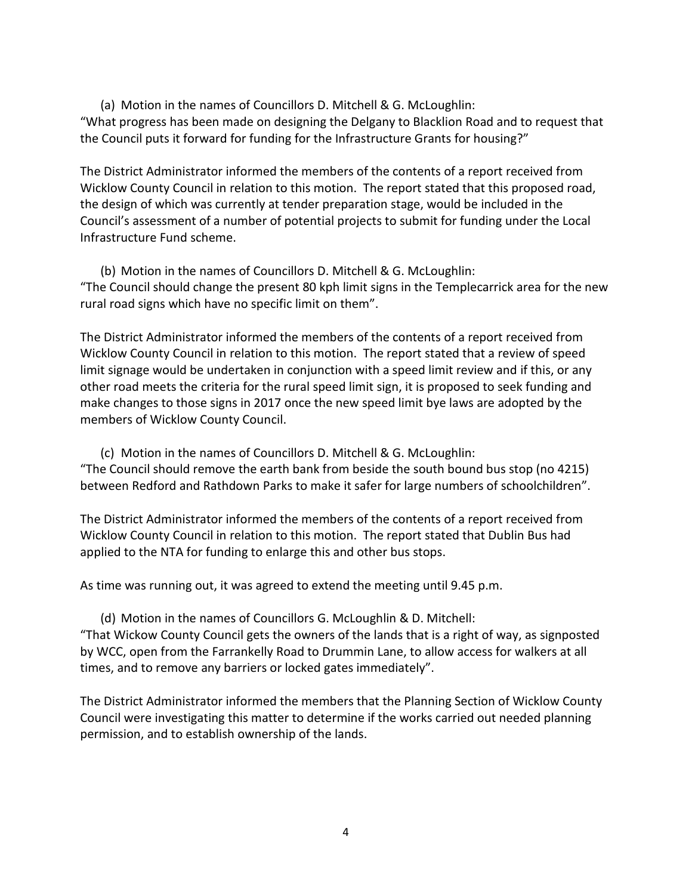(a) Motion in the names of Councillors D. Mitchell & G. McLoughlin:

"What progress has been made on designing the Delgany to Blacklion Road and to request that the Council puts it forward for funding for the Infrastructure Grants for housing?"

The District Administrator informed the members of the contents of a report received from Wicklow County Council in relation to this motion. The report stated that this proposed road, the design of which was currently at tender preparation stage, would be included in the Council's assessment of a number of potential projects to submit for funding under the Local Infrastructure Fund scheme.

(b) Motion in the names of Councillors D. Mitchell & G. McLoughlin:

"The Council should change the present 80 kph limit signs in the Templecarrick area for the new rural road signs which have no specific limit on them".

The District Administrator informed the members of the contents of a report received from Wicklow County Council in relation to this motion. The report stated that a review of speed limit signage would be undertaken in conjunction with a speed limit review and if this, or any other road meets the criteria for the rural speed limit sign, it is proposed to seek funding and make changes to those signs in 2017 once the new speed limit bye laws are adopted by the members of Wicklow County Council.

(c) Motion in the names of Councillors D. Mitchell & G. McLoughlin:

"The Council should remove the earth bank from beside the south bound bus stop (no 4215) between Redford and Rathdown Parks to make it safer for large numbers of schoolchildren".

The District Administrator informed the members of the contents of a report received from Wicklow County Council in relation to this motion. The report stated that Dublin Bus had applied to the NTA for funding to enlarge this and other bus stops.

As time was running out, it was agreed to extend the meeting until 9.45 p.m.

(d) Motion in the names of Councillors G. McLoughlin & D. Mitchell:

"That Wickow County Council gets the owners of the lands that is a right of way, as signposted by WCC, open from the Farrankelly Road to Drummin Lane, to allow access for walkers at all times, and to remove any barriers or locked gates immediately".

The District Administrator informed the members that the Planning Section of Wicklow County Council were investigating this matter to determine if the works carried out needed planning permission, and to establish ownership of the lands.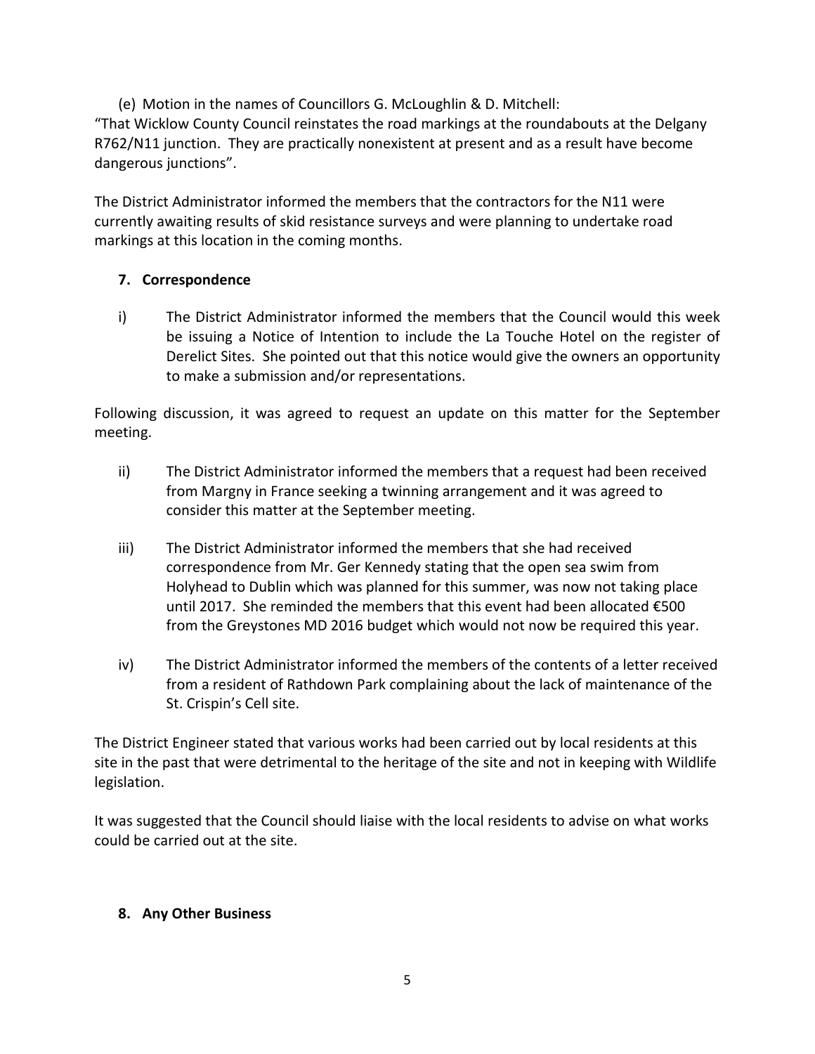(e) Motion in the names of Councillors G. McLoughlin & D. Mitchell:

"That Wicklow County Council reinstates the road markings at the roundabouts at the Delgany R762/N11 junction. They are practically nonexistent at present and as a result have become dangerous junctions".

The District Administrator informed the members that the contractors for the N11 were currently awaiting results of skid resistance surveys and were planning to undertake road markings at this location in the coming months.

## 7. Correspondence

i) The District Administrator informed the members that the Council would this week be issuing a Notice of Intention to include the La Touche Hotel on the register of Derelict Sites. She pointed out that this notice would give the owners an opportunity to make a submission and/or representations.

Following discussion, it was agreed to request an update on this matter for the September meeting.

ii) The District Administrator informed the members that a request had been received from Margny in France seeking a twinning arrangement and it was agreed to consider this matter at the September meeting.

iii) The District Administrator informed the members that she had received correspondence from Mr. Ger Kennedy stating that the open sea swim from Holyhead to Dublin which was planned for this summer, was now not taking place until 2017. She reminded the members that this event had been allocated €500 from the Greystones MD 2016 budget which would not now be required this year.

iv) The District Administrator informed the members of the contents of a letter received from a resident of Rathdown Park complaining about the lack of maintenance of the St. Crispin's Cell site.

The District Engineer stated that various works had been carried out by local residents at this site in the past that were detrimental to the heritage of the site and not in keeping with Wildlife legislation.

It was suggested that the Council should liaise with the local residents to advise on what works could be carried out at the site.

## 8. Any Other Business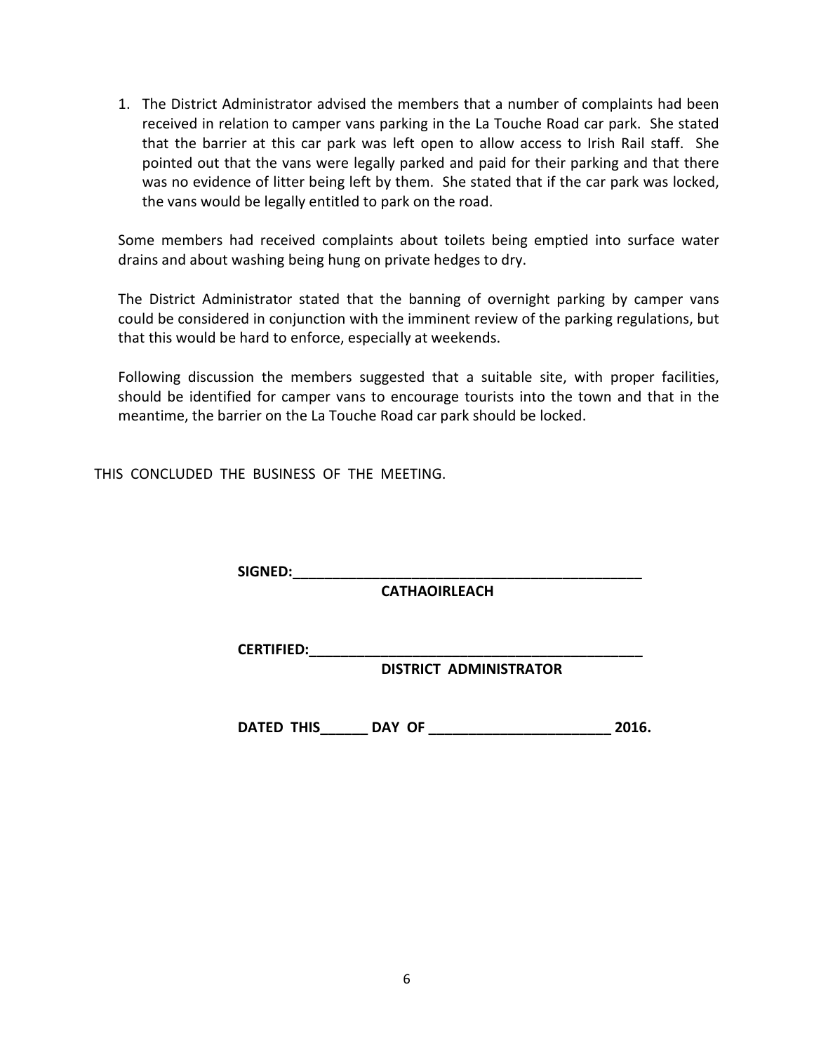1. The District Administrator advised the members that a number of complaints had been received in relation to camper vans parking in the La Touche Road car park. She stated that the barrier at this car park was left open to allow access to Irish Rail staff. She pointed out that the vans were legally parked and paid for their parking and that there was no evidence of litter being left by them. She stated that if the car park was locked, the vans would be legally entitled to park on the road.

   Some members had received complaints about toilets being emptied into surface water drains and about washing being hung on private hedges to dry.

   The District Administrator stated that the banning of overnight parking by camper vans could be considered in conjunction with the imminent review of the parking regulations, but that this would be hard to enforce, especially at weekends.

   Following discussion the members suggested that a suitable site, with proper facilities, should be identified for camper vans to encourage tourists into the town and that in the meantime, the barrier on the La Touche Road car park should be locked.

THIS CONCLUDED THE BUSINESS OF THE MEETING.

**SIGNED:______________________________________________**
**CATHAOIRLEACH**

**CERTIFIED:___________________________________________**
**DISTRICT ADMINISTRATOR**

**DATED THIS______ DAY OF _______________________ 2016.**